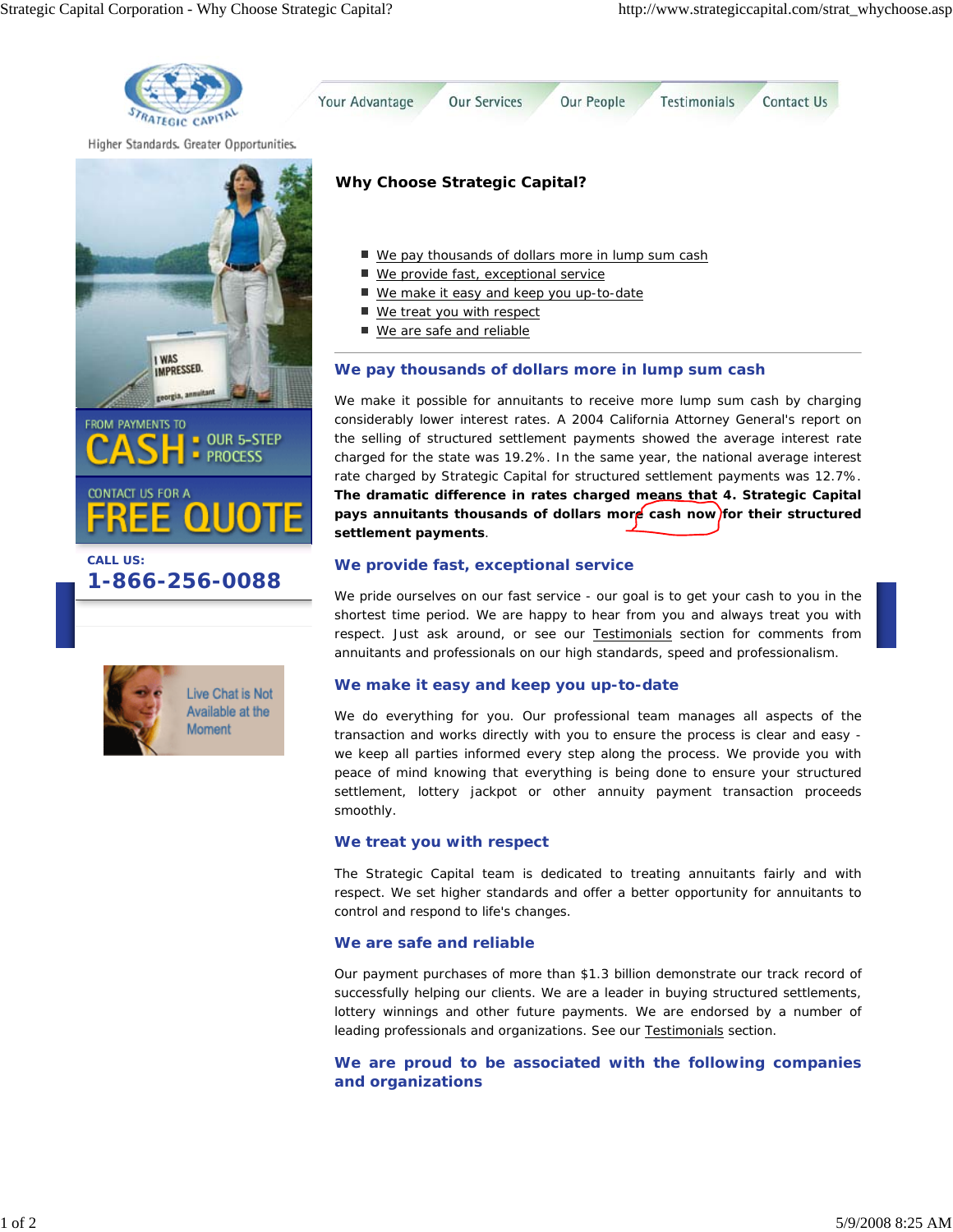Your Advantage | Our Services | Our People | Testimonials | Contact Us

Higher Standards. Greater Opportunities.

FROM PAYMENTS TO CASH: OUR 5-STEP PROCESS

CONTACT US FOR A FREE QUOTE

**CALL US:**
**1-866-256-0088**

Live Chat is Not Available at the Moment

## Why Choose Strategic Capital?

- We pay thousands of dollars more in lump sum cash
- We provide fast, exceptional service
- We make it easy and keep you up-to-date
- We treat you with respect
- We are safe and reliable

---

### We pay thousands of dollars more in lump sum cash

We make it possible for annuitants to receive more lump sum cash by charging considerably lower interest rates. A 2004 California Attorney General's report on the selling of structured settlement payments showed the average interest rate charged for the state was 19.2%. In the same year, the national average interest rate charged by Strategic Capital for structured settlement payments was 12.7%. **The dramatic difference in rates charged means that 4. Strategic Capital pays annuitants thousands of dollars more cash now for their structured settlement payments**.

### We provide fast, exceptional service

We pride ourselves on our fast service - our goal is to get your cash to you in the shortest time period. We are happy to hear from you and always treat you with respect. Just ask around, or see our Testimonials section for comments from annuitants and professionals on our high standards, speed and professionalism.

### We make it easy and keep you up-to-date

We do everything for you. Our professional team manages all aspects of the transaction and works directly with you to ensure the process is clear and easy - we keep all parties informed every step along the process. We provide you with peace of mind knowing that everything is being done to ensure your structured settlement, lottery jackpot or other annuity payment transaction proceeds smoothly.

### We treat you with respect

The Strategic Capital team is dedicated to treating annuitants fairly and with respect. We set higher standards and offer a better opportunity for annuitants to control and respond to life's changes.

### We are safe and reliable

Our payment purchases of more than $1.3 billion demonstrate our track record of successfully helping our clients. We are a leader in buying structured settlements, lottery winnings and other future payments. We are endorsed by a number of leading professionals and organizations. See our Testimonials section.

### We are proud to be associated with the following companies and organizations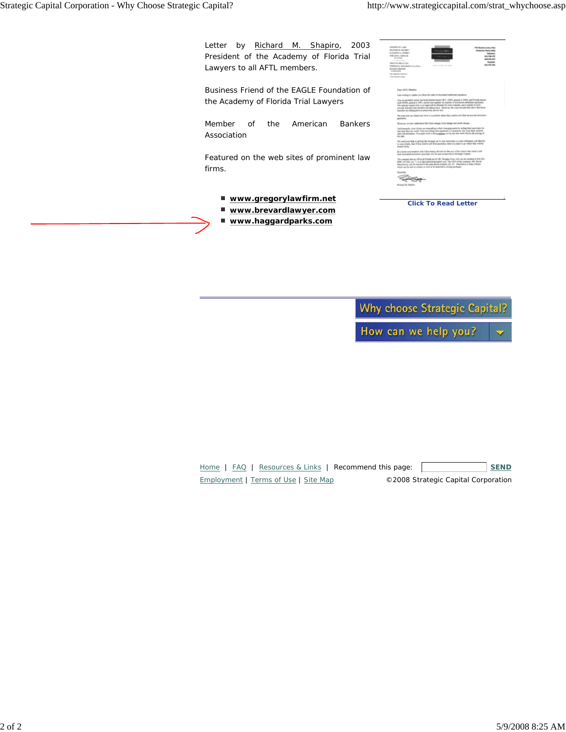Letter by Richard M. Shapiro, 2003 President of the Academy of Florida Trial Lawyers to all AFTL members.

Business Friend of the EAGLE Foundation of the Academy of Florida Trial Lawyers

Member of the American Bankers Association

Featured on the web sites of prominent law firms.

- **www.gregorylawfirm.net**
- **www.brevardlawyer.com**
- **www.haggardparks.com**

**Click To Read Letter**

Why choose Strategic Capital?

How can we help you?

Home | FAQ | Resources & Links | Recommend this page: **SEND**

Employment | Terms of Use | Site Map

©2008 Strategic Capital Corporation